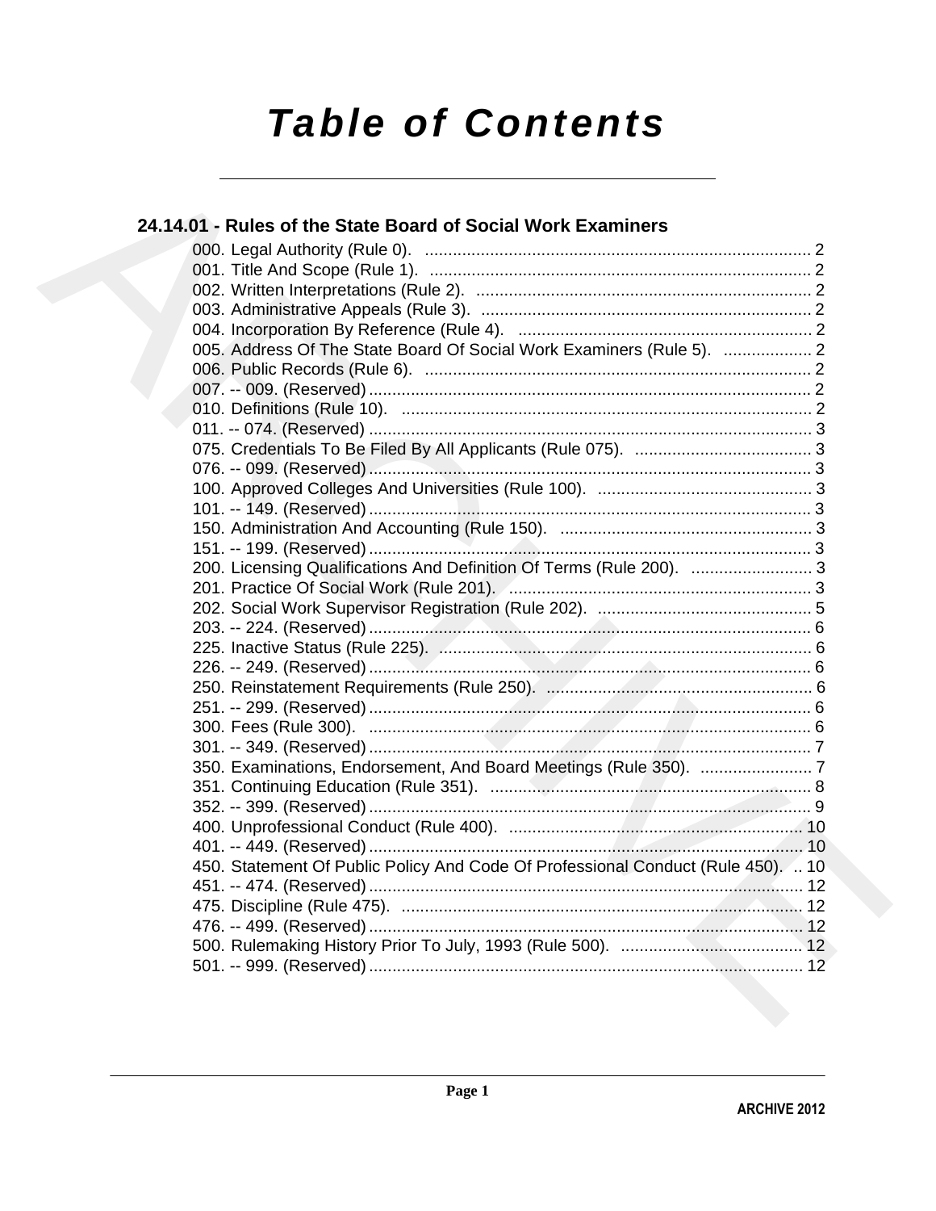# Table of Contents

## 24.14.01 - Rules of the State Board of Social Work Examiners

000. Legal Authority (Rule 0). .................................................................................. 2
001. Title And Scope (Rule 1). .................................................................................. 2
002. Written Interpretations (Rule 2). ........................................................................ 2
003. Administrative Appeals (Rule 3). ....................................................................... 2
004. Incorporation By Reference (Rule 4). ............................................................... 2
005. Address Of The State Board Of Social Work Examiners (Rule 5). ................... 2
006. Public Records (Rule 6). ................................................................................... 2
007. -- 009. (Reserved) ............................................................................................... 2
010. Definitions (Rule 10). ........................................................................................ 2
011. -- 074. (Reserved) ............................................................................................... 3
075. Credentials To Be Filed By All Applicants (Rule 075). ...................................... 3
076. -- 099. (Reserved) ............................................................................................... 3
100. Approved Colleges And Universities (Rule 100). .............................................. 3
101. -- 149. (Reserved) ............................................................................................... 3
150. Administration And Accounting (Rule 150). ...................................................... 3
151. -- 199. (Reserved) ............................................................................................... 3
200. Licensing Qualifications And Definition Of Terms (Rule 200). .......................... 3
201. Practice Of Social Work (Rule 201). ................................................................. 3
202. Social Work Supervisor Registration (Rule 202). .............................................. 5
203. -- 224. (Reserved) ............................................................................................... 6
225. Inactive Status (Rule 225). ................................................................................ 6
226. -- 249. (Reserved) ............................................................................................... 6
250. Reinstatement Requirements (Rule 250). ......................................................... 6
251. -- 299. (Reserved) ............................................................................................... 6
300. Fees (Rule 300). ............................................................................................... 6
301. -- 349. (Reserved) ............................................................................................... 7
350. Examinations, Endorsement, And Board Meetings (Rule 350). ........................ 7
351. Continuing Education (Rule 351). ..................................................................... 8
352. -- 399. (Reserved) ............................................................................................... 9
400. Unprofessional Conduct (Rule 400). ............................................................... 10
401. -- 449. (Reserved) ............................................................................................. 10
450. Statement Of Public Policy And Code Of Professional Conduct (Rule 450). .. 10
451. -- 474. (Reserved) ............................................................................................. 12
475. Discipline (Rule 475). ...................................................................................... 12
476. -- 499. (Reserved) ............................................................................................. 12
500. Rulemaking History Prior To July, 1993 (Rule 500). ....................................... 12
501. -- 999. (Reserved) ............................................................................................. 12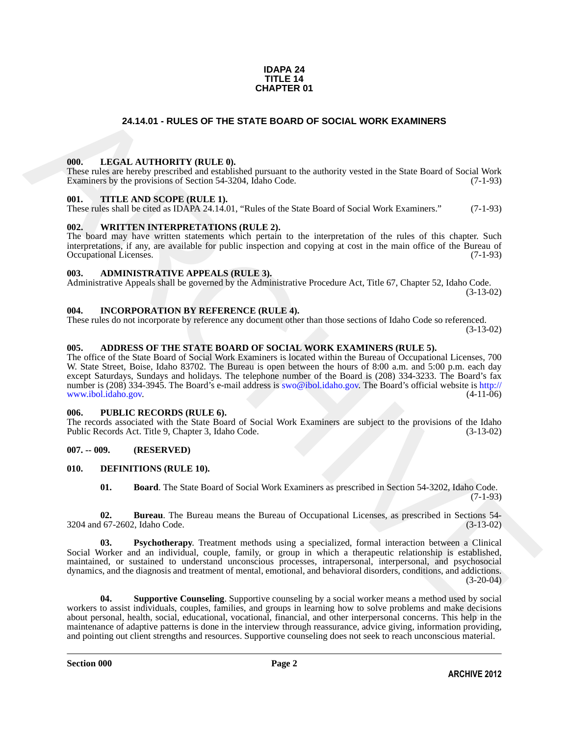**IDAPA 24**
**TITLE 14**
**CHAPTER 01**

# 24.14.01 - RULES OF THE STATE BOARD OF SOCIAL WORK EXAMINERS

### 000. LEGAL AUTHORITY (RULE 0).

These rules are hereby prescribed and established pursuant to the authority vested in the State Board of Social Work Examiners by the provisions of Section 54-3204, Idaho Code. (7-1-93)

### 001. TITLE AND SCOPE (RULE 1).

These rules shall be cited as IDAPA 24.14.01, "Rules of the State Board of Social Work Examiners." (7-1-93)

### 002. WRITTEN INTERPRETATIONS (RULE 2).

The board may have written statements which pertain to the interpretation of the rules of this chapter. Such interpretations, if any, are available for public inspection and copying at cost in the main office of the Bureau of Occupational Licenses. (7-1-93)

### 003. ADMINISTRATIVE APPEALS (RULE 3).

Administrative Appeals shall be governed by the Administrative Procedure Act, Title 67, Chapter 52, Idaho Code. (3-13-02)

### 004. INCORPORATION BY REFERENCE (RULE 4).

These rules do not incorporate by reference any document other than those sections of Idaho Code so referenced. (3-13-02)

### 005. ADDRESS OF THE STATE BOARD OF SOCIAL WORK EXAMINERS (RULE 5).

The office of the State Board of Social Work Examiners is located within the Bureau of Occupational Licenses, 700 W. State Street, Boise, Idaho 83702. The Bureau is open between the hours of 8:00 a.m. and 5:00 p.m. each day except Saturdays, Sundays and holidays. The telephone number of the Board is (208) 334-3233. The Board's fax number is (208) 334-3945. The Board's e-mail address is swo@ibol.idaho.gov. The Board's official website is http://www.ibol.idaho.gov. (4-11-06)

### 006. PUBLIC RECORDS (RULE 6).

The records associated with the State Board of Social Work Examiners are subject to the provisions of the Idaho Public Records Act. Title 9, Chapter 3, Idaho Code. (3-13-02)

### 007. -- 009. (RESERVED)

### 010. DEFINITIONS (RULE 10).

**01. Board**. The State Board of Social Work Examiners as prescribed in Section 54-3202, Idaho Code. (7-1-93)

**02. Bureau**. The Bureau means the Bureau of Occupational Licenses, as prescribed in Sections 54-3204 and 67-2602, Idaho Code. (3-13-02)

**03. Psychotherapy**. Treatment methods using a specialized, formal interaction between a Clinical Social Worker and an individual, couple, family, or group in which a therapeutic relationship is established, maintained, or sustained to understand unconscious processes, intrapersonal, interpersonal, and psychosocial dynamics, and the diagnosis and treatment of mental, emotional, and behavioral disorders, conditions, and addictions. (3-20-04)

**04. Supportive Counseling**. Supportive counseling by a social worker means a method used by social workers to assist individuals, couples, families, and groups in learning how to solve problems and make decisions about personal, health, social, educational, vocational, financial, and other interpersonal concerns. This help in the maintenance of adaptive patterns is done in the interview through reassurance, advice giving, information providing, and pointing out client strengths and resources. Supportive counseling does not seek to reach unconscious material.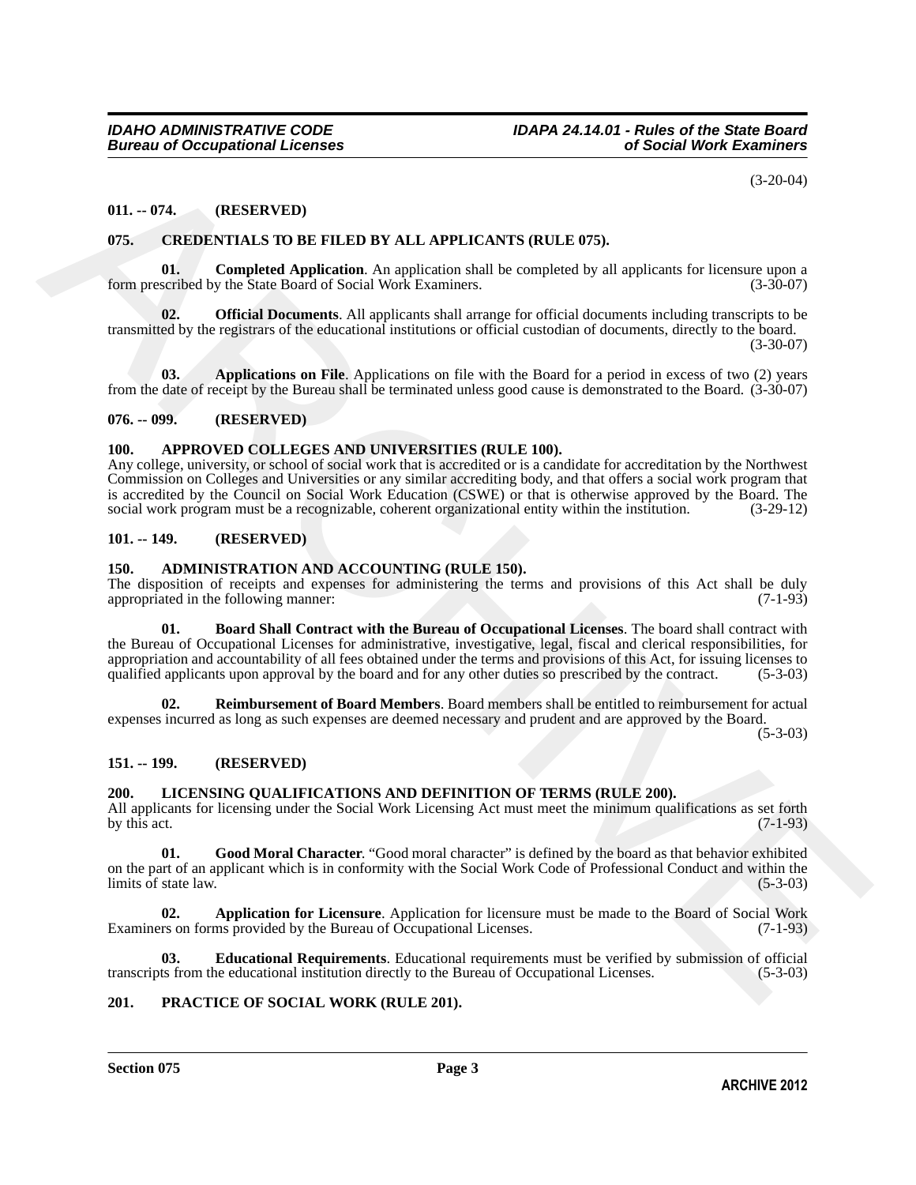(3-20-04)

## 011. -- 074. (RESERVED)

## 075. CREDENTIALS TO BE FILED BY ALL APPLICANTS (RULE 075).

**01. Completed Application**. An application shall be completed by all applicants for licensure upon a form prescribed by the State Board of Social Work Examiners. (3-30-07)

**02. Official Documents**. All applicants shall arrange for official documents including transcripts to be transmitted by the registrars of the educational institutions or official custodian of documents, directly to the board. (3-30-07)

**03. Applications on File**. Applications on file with the Board for a period in excess of two (2) years from the date of receipt by the Bureau shall be terminated unless good cause is demonstrated to the Board. (3-30-07)

## 076. -- 099. (RESERVED)

## 100. APPROVED COLLEGES AND UNIVERSITIES (RULE 100).

Any college, university, or school of social work that is accredited or is a candidate for accreditation by the Northwest Commission on Colleges and Universities or any similar accrediting body, and that offers a social work program that is accredited by the Council on Social Work Education (CSWE) or that is otherwise approved by the Board. The social work program must be a recognizable, coherent organizational entity within the institution. (3-29-12)

## 101. -- 149. (RESERVED)

## 150. ADMINISTRATION AND ACCOUNTING (RULE 150).

The disposition of receipts and expenses for administering the terms and provisions of this Act shall be duly appropriated in the following manner: (7-1-93)

**01. Board Shall Contract with the Bureau of Occupational Licenses**. The board shall contract with the Bureau of Occupational Licenses for administrative, investigative, legal, fiscal and clerical responsibilities, for appropriation and accountability of all fees obtained under the terms and provisions of this Act, for issuing licenses to qualified applicants upon approval by the board and for any other duties so prescribed by the contract. (5-3-03)

**02. Reimbursement of Board Members**. Board members shall be entitled to reimbursement for actual expenses incurred as long as such expenses are deemed necessary and prudent and are approved by the Board. (5-3-03)

## 151. -- 199. (RESERVED)

## 200. LICENSING QUALIFICATIONS AND DEFINITION OF TERMS (RULE 200).

All applicants for licensing under the Social Work Licensing Act must meet the minimum qualifications as set forth by this act. (7-1-93)

**01. Good Moral Character**. "Good moral character" is defined by the board as that behavior exhibited on the part of an applicant which is in conformity with the Social Work Code of Professional Conduct and within the limits of state law. (5-3-03)

**02. Application for Licensure**. Application for licensure must be made to the Board of Social Work Examiners on forms provided by the Bureau of Occupational Licenses. (7-1-93)

**03. Educational Requirements**. Educational requirements must be verified by submission of official transcripts from the educational institution directly to the Bureau of Occupational Licenses. (5-3-03)

## 201. PRACTICE OF SOCIAL WORK (RULE 201).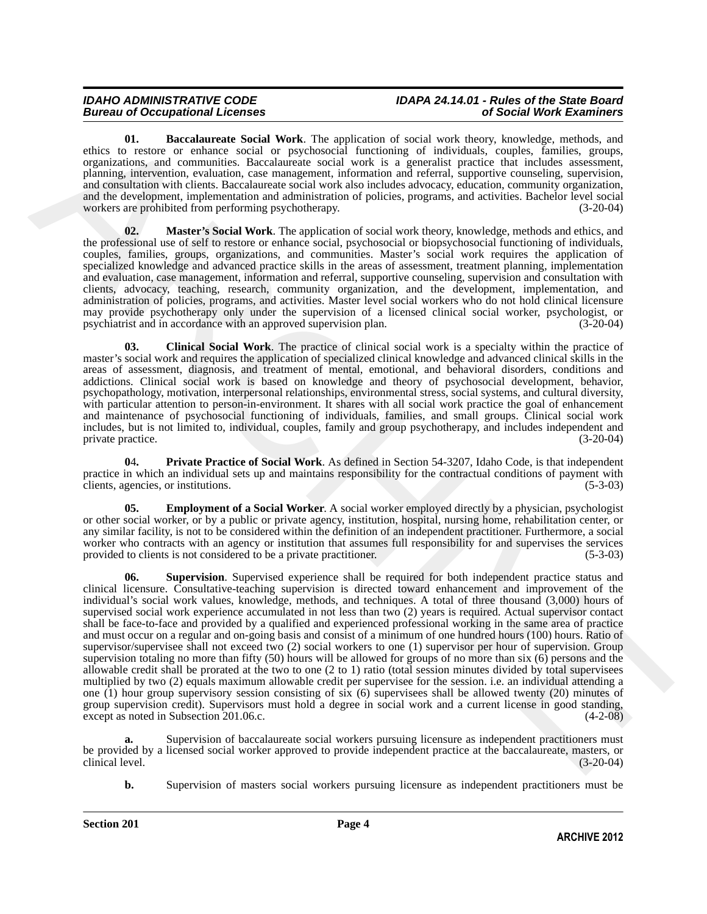**01. Baccalaureate Social Work**. The application of social work theory, knowledge, methods, and ethics to restore or enhance social or psychosocial functioning of individuals, couples, families, groups, organizations, and communities. Baccalaureate social work is a generalist practice that includes assessment, planning, intervention, evaluation, case management, information and referral, supportive counseling, supervision, and consultation with clients. Baccalaureate social work also includes advocacy, education, community organization, and the development, implementation and administration of policies, programs, and activities. Bachelor level social workers are prohibited from performing psychotherapy. (3-20-04)

**02. Master's Social Work**. The application of social work theory, knowledge, methods and ethics, and the professional use of self to restore or enhance social, psychosocial or biopsychosocial functioning of individuals, couples, families, groups, organizations, and communities. Master's social work requires the application of specialized knowledge and advanced practice skills in the areas of assessment, treatment planning, implementation and evaluation, case management, information and referral, supportive counseling, supervision and consultation with clients, advocacy, teaching, research, community organization, and the development, implementation, and administration of policies, programs, and activities. Master level social workers who do not hold clinical licensure may provide psychotherapy only under the supervision of a licensed clinical social worker, psychologist, or psychiatrist and in accordance with an approved supervision plan. (3-20-04)

**03. Clinical Social Work**. The practice of clinical social work is a specialty within the practice of master's social work and requires the application of specialized clinical knowledge and advanced clinical skills in the areas of assessment, diagnosis, and treatment of mental, emotional, and behavioral disorders, conditions and addictions. Clinical social work is based on knowledge and theory of psychosocial development, behavior, psychopathology, motivation, interpersonal relationships, environmental stress, social systems, and cultural diversity, with particular attention to person-in-environment. It shares with all social work practice the goal of enhancement and maintenance of psychosocial functioning of individuals, families, and small groups. Clinical social work includes, but is not limited to, individual, couples, family and group psychotherapy, and includes independent and private practice. (3-20-04)

**04. Private Practice of Social Work**. As defined in Section 54-3207, Idaho Code, is that independent practice in which an individual sets up and maintains responsibility for the contractual conditions of payment with clients, agencies, or institutions. (5-3-03)

**05. Employment of a Social Worker**. A social worker employed directly by a physician, psychologist or other social worker, or by a public or private agency, institution, hospital, nursing home, rehabilitation center, or any similar facility, is not to be considered within the definition of an independent practitioner. Furthermore, a social worker who contracts with an agency or institution that assumes full responsibility for and supervises the services provided to clients is not considered to be a private practitioner. (5-3-03)

**06. Supervision**. Supervised experience shall be required for both independent practice status and clinical licensure. Consultative-teaching supervision is directed toward enhancement and improvement of the individual's social work values, knowledge, methods, and techniques. A total of three thousand (3,000) hours of supervised social work experience accumulated in not less than two (2) years is required. Actual supervisor contact shall be face-to-face and provided by a qualified and experienced professional working in the same area of practice and must occur on a regular and on-going basis and consist of a minimum of one hundred hours (100) hours. Ratio of supervisor/supervisee shall not exceed two (2) social workers to one (1) supervisor per hour of supervision. Group supervision totaling no more than fifty (50) hours will be allowed for groups of no more than six (6) persons and the allowable credit shall be prorated at the two to one (2 to 1) ratio (total session minutes divided by total supervisees multiplied by two (2) equals maximum allowable credit per supervisee for the session. i.e. an individual attending a one (1) hour group supervisory session consisting of six (6) supervisees shall be allowed twenty (20) minutes of group supervision credit). Supervisors must hold a degree in social work and a current license in good standing, except as noted in Subsection 201.06.c. (4-2-08)

**a.** Supervision of baccalaureate social workers pursuing licensure as independent practitioners must be provided by a licensed social worker approved to provide independent practice at the baccalaureate, masters, or clinical level. (3-20-04)

**b.** Supervision of masters social workers pursuing licensure as independent practitioners must be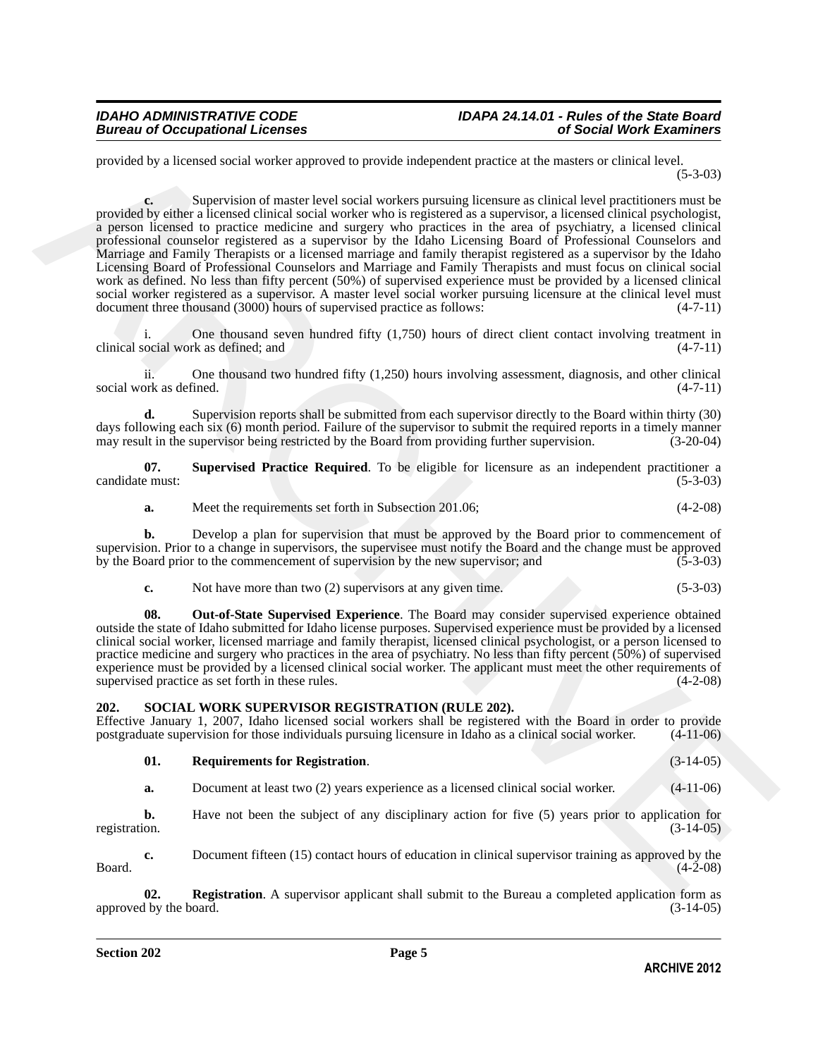provided by a licensed social worker approved to provide independent practice at the masters or clinical level. (5-3-03)

**c.** Supervision of master level social workers pursuing licensure as clinical level practitioners must be provided by either a licensed clinical social worker who is registered as a supervisor, a licensed clinical psychologist, a person licensed to practice medicine and surgery who practices in the area of psychiatry, a licensed clinical professional counselor registered as a supervisor by the Idaho Licensing Board of Professional Counselors and Marriage and Family Therapists or a licensed marriage and family therapist registered as a supervisor by the Idaho Licensing Board of Professional Counselors and Marriage and Family Therapists and must focus on clinical social work as defined. No less than fifty percent (50%) of supervised experience must be provided by a licensed clinical social worker registered as a supervisor. A master level social worker pursuing licensure at the clinical level must document three thousand (3000) hours of supervised practice as follows: (4-7-11)

i. One thousand seven hundred fifty (1,750) hours of direct client contact involving treatment in clinical social work as defined; and (4-7-11)

ii. One thousand two hundred fifty (1,250) hours involving assessment, diagnosis, and other clinical social work as defined. (4-7-11)

**d.** Supervision reports shall be submitted from each supervisor directly to the Board within thirty (30) days following each six (6) month period. Failure of the supervisor to submit the required reports in a timely manner may result in the supervisor being restricted by the Board from providing further supervision. (3-20-04)

**07. Supervised Practice Required**. To be eligible for licensure as an independent practitioner a candidate must: (5-3-03)

**a.** Meet the requirements set forth in Subsection 201.06; (4-2-08)

**b.** Develop a plan for supervision that must be approved by the Board prior to commencement of supervision. Prior to a change in supervisors, the supervisee must notify the Board and the change must be approved by the Board prior to the commencement of supervision by the new supervisor; and (5-3-03)

**c.** Not have more than two (2) supervisors at any given time. (5-3-03)

**08. Out-of-State Supervised Experience**. The Board may consider supervised experience obtained outside the state of Idaho submitted for Idaho license purposes. Supervised experience must be provided by a licensed clinical social worker, licensed marriage and family therapist, licensed clinical psychologist, or a person licensed to practice medicine and surgery who practices in the area of psychiatry. No less than fifty percent (50%) of supervised experience must be provided by a licensed clinical social worker. The applicant must meet the other requirements of supervised practice as set forth in these rules. (4-2-08)

## 202. SOCIAL WORK SUPERVISOR REGISTRATION (RULE 202).

Effective January 1, 2007, Idaho licensed social workers shall be registered with the Board in order to provide postgraduate supervision for those individuals pursuing licensure in Idaho as a clinical social worker. (4-11-06)

**01. Requirements for Registration**. (3-14-05)

**a.** Document at least two (2) years experience as a licensed clinical social worker. (4-11-06)

**b.** Have not been the subject of any disciplinary action for five (5) years prior to application for registration. (3-14-05)

**c.** Document fifteen (15) contact hours of education in clinical supervisor training as approved by the Board. (4-2-08)

**02. Registration**. A supervisor applicant shall submit to the Bureau a completed application form as approved by the board. (3-14-05)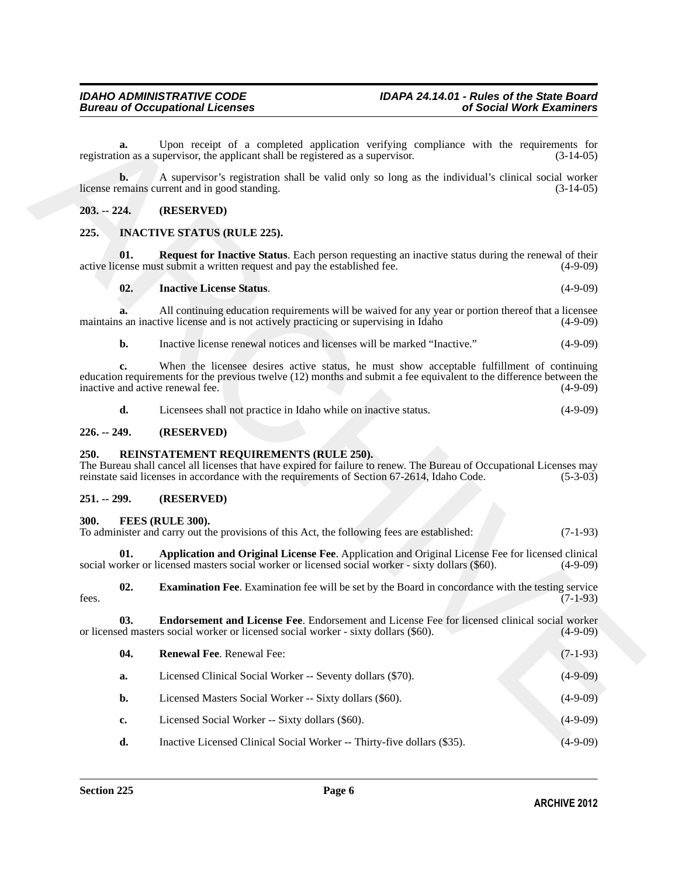**a.** Upon receipt of a completed application verifying compliance with the requirements for registration as a supervisor, the applicant shall be registered as a supervisor. (3-14-05)

**b.** A supervisor's registration shall be valid only so long as the individual's clinical social worker license remains current and in good standing. (3-14-05)

## 203. -- 224. (RESERVED)

## 225. INACTIVE STATUS (RULE 225).

**01. Request for Inactive Status**. Each person requesting an inactive status during the renewal of their active license must submit a written request and pay the established fee. (4-9-09)

**02. Inactive License Status**. (4-9-09)

**a.** All continuing education requirements will be waived for any year or portion thereof that a licensee maintains an inactive license and is not actively practicing or supervising in Idaho (4-9-09)

**b.** Inactive license renewal notices and licenses will be marked "Inactive." (4-9-09)

**c.** When the licensee desires active status, he must show acceptable fulfillment of continuing education requirements for the previous twelve (12) months and submit a fee equivalent to the difference between the inactive and active renewal fee. (4-9-09)

**d.** Licensees shall not practice in Idaho while on inactive status. (4-9-09)

## 226. -- 249. (RESERVED)

## 250. REINSTATEMENT REQUIREMENTS (RULE 250).

The Bureau shall cancel all licenses that have expired for failure to renew. The Bureau of Occupational Licenses may reinstate said licenses in accordance with the requirements of Section 67-2614, Idaho Code. (5-3-03)

## 251. -- 299. (RESERVED)

## 300. FEES (RULE 300).

To administer and carry out the provisions of this Act, the following fees are established: (7-1-93)

**01. Application and Original License Fee**. Application and Original License Fee for licensed clinical social worker or licensed masters social worker or licensed social worker - sixty dollars ($60). (4-9-09)

**02. Examination Fee**. Examination fee will be set by the Board in concordance with the testing service fees. (7-1-93)

**03. Endorsement and License Fee**. Endorsement and License Fee for licensed clinical social worker or licensed masters social worker or licensed social worker - sixty dollars ($60). (4-9-09)

**04. Renewal Fee**. Renewal Fee: (7-1-93)

**a.** Licensed Clinical Social Worker -- Seventy dollars ($70). (4-9-09)

**b.** Licensed Masters Social Worker -- Sixty dollars ($60). (4-9-09)

**c.** Licensed Social Worker -- Sixty dollars ($60). (4-9-09)

**d.** Inactive Licensed Clinical Social Worker -- Thirty-five dollars ($35). (4-9-09)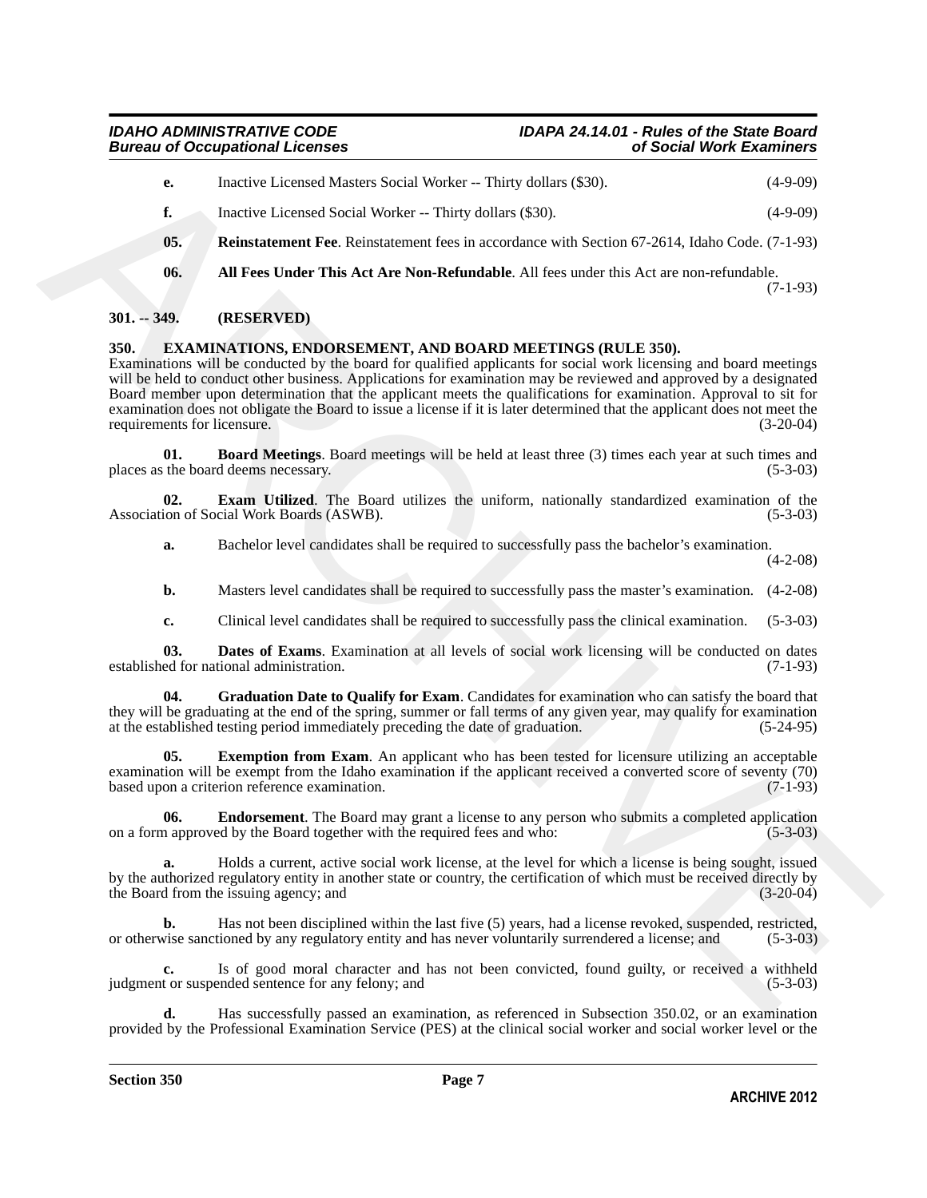**e.** Inactive Licensed Masters Social Worker -- Thirty dollars ($30). (4-9-09)

**f.** Inactive Licensed Social Worker -- Thirty dollars ($30). (4-9-09)

**05. Reinstatement Fee**. Reinstatement fees in accordance with Section 67-2614, Idaho Code. (7-1-93)

**06. All Fees Under This Act Are Non-Refundable**. All fees under this Act are non-refundable. (7-1-93)

## 301. -- 349. (RESERVED)

## 350. EXAMINATIONS, ENDORSEMENT, AND BOARD MEETINGS (RULE 350).

Examinations will be conducted by the board for qualified applicants for social work licensing and board meetings will be held to conduct other business. Applications for examination may be reviewed and approved by a designated Board member upon determination that the applicant meets the qualifications for examination. Approval to sit for examination does not obligate the Board to issue a license if it is later determined that the applicant does not meet the requirements for licensure. (3-20-04)

**01. Board Meetings**. Board meetings will be held at least three (3) times each year at such times and places as the board deems necessary. (5-3-03)

**02. Exam Utilized**. The Board utilizes the uniform, nationally standardized examination of the Association of Social Work Boards (ASWB). (5-3-03)

**a.** Bachelor level candidates shall be required to successfully pass the bachelor's examination. (4-2-08)

**b.** Masters level candidates shall be required to successfully pass the master's examination. (4-2-08)

**c.** Clinical level candidates shall be required to successfully pass the clinical examination. (5-3-03)

**03. Dates of Exams**. Examination at all levels of social work licensing will be conducted on dates established for national administration. (7-1-93)

**04. Graduation Date to Qualify for Exam**. Candidates for examination who can satisfy the board that they will be graduating at the end of the spring, summer or fall terms of any given year, may qualify for examination at the established testing period immediately preceding the date of graduation. (5-24-95)

**05. Exemption from Exam**. An applicant who has been tested for licensure utilizing an acceptable examination will be exempt from the Idaho examination if the applicant received a converted score of seventy (70) based upon a criterion reference examination. (7-1-93)

**06. Endorsement**. The Board may grant a license to any person who submits a completed application on a form approved by the Board together with the required fees and who: (5-3-03)

**a.** Holds a current, active social work license, at the level for which a license is being sought, issued by the authorized regulatory entity in another state or country, the certification of which must be received directly by the Board from the issuing agency; and (3-20-04)

**b.** Has not been disciplined within the last five (5) years, had a license revoked, suspended, restricted, or otherwise sanctioned by any regulatory entity and has never voluntarily surrendered a license; and (5-3-03)

**c.** Is of good moral character and has not been convicted, found guilty, or received a withheld judgment or suspended sentence for any felony; and (5-3-03)

**d.** Has successfully passed an examination, as referenced in Subsection 350.02, or an examination provided by the Professional Examination Service (PES) at the clinical social worker and social worker level or the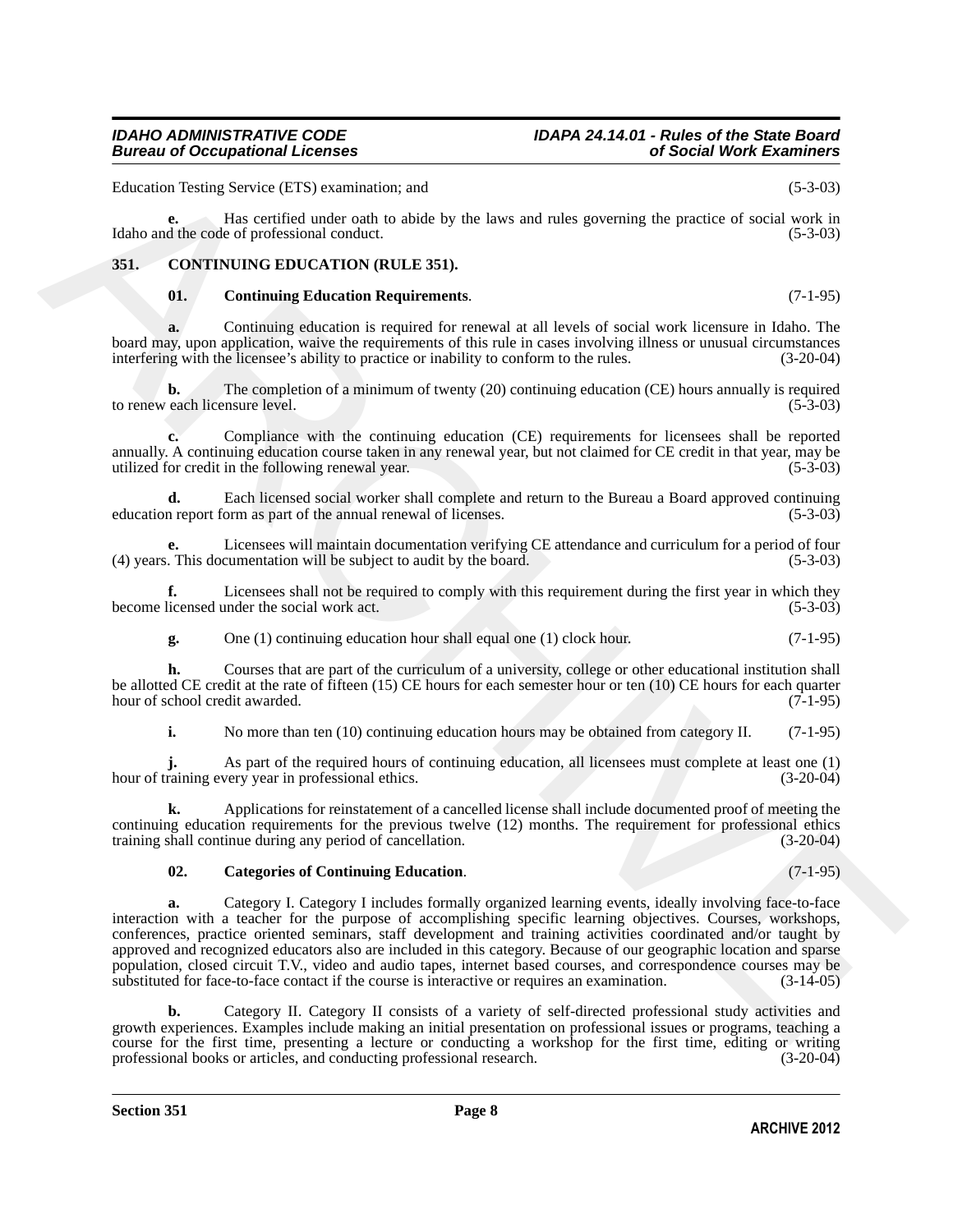Education Testing Service (ETS) examination; and (5-3-03)

**e.** Has certified under oath to abide by the laws and rules governing the practice of social work in Idaho and the code of professional conduct. (5-3-03)

### 351. CONTINUING EDUCATION (RULE 351).

**01. Continuing Education Requirements**. (7-1-95)

**a.** Continuing education is required for renewal at all levels of social work licensure in Idaho. The board may, upon application, waive the requirements of this rule in cases involving illness or unusual circumstances interfering with the licensee's ability to practice or inability to conform to the rules. (3-20-04)

**b.** The completion of a minimum of twenty (20) continuing education (CE) hours annually is required to renew each licensure level. (5-3-03)

**c.** Compliance with the continuing education (CE) requirements for licensees shall be reported annually. A continuing education course taken in any renewal year, but not claimed for CE credit in that year, may be utilized for credit in the following renewal year. (5-3-03)

**d.** Each licensed social worker shall complete and return to the Bureau a Board approved continuing education report form as part of the annual renewal of licenses. (5-3-03)

**e.** Licensees will maintain documentation verifying CE attendance and curriculum for a period of four (4) years. This documentation will be subject to audit by the board. (5-3-03)

**f.** Licensees shall not be required to comply with this requirement during the first year in which they become licensed under the social work act. (5-3-03)

**g.** One (1) continuing education hour shall equal one (1) clock hour. (7-1-95)

**h.** Courses that are part of the curriculum of a university, college or other educational institution shall be allotted CE credit at the rate of fifteen (15) CE hours for each semester hour or ten (10) CE hours for each quarter hour of school credit awarded. (7-1-95)

**i.** No more than ten (10) continuing education hours may be obtained from category II. (7-1-95)

**j.** As part of the required hours of continuing education, all licensees must complete at least one (1) hour of training every year in professional ethics. (3-20-04)

**k.** Applications for reinstatement of a cancelled license shall include documented proof of meeting the continuing education requirements for the previous twelve (12) months. The requirement for professional ethics training shall continue during any period of cancellation. (3-20-04)

**02. Categories of Continuing Education**. (7-1-95)

**a.** Category I. Category I includes formally organized learning events, ideally involving face-to-face interaction with a teacher for the purpose of accomplishing specific learning objectives. Courses, workshops, conferences, practice oriented seminars, staff development and training activities coordinated and/or taught by approved and recognized educators also are included in this category. Because of our geographic location and sparse population, closed circuit T.V., video and audio tapes, internet based courses, and correspondence courses may be substituted for face-to-face contact if the course is interactive or requires an examination. (3-14-05)

**b.** Category II. Category II consists of a variety of self-directed professional study activities and growth experiences. Examples include making an initial presentation on professional issues or programs, teaching a course for the first time, presenting a lecture or conducting a workshop for the first time, editing or writing professional books or articles, and conducting professional research. (3-20-04)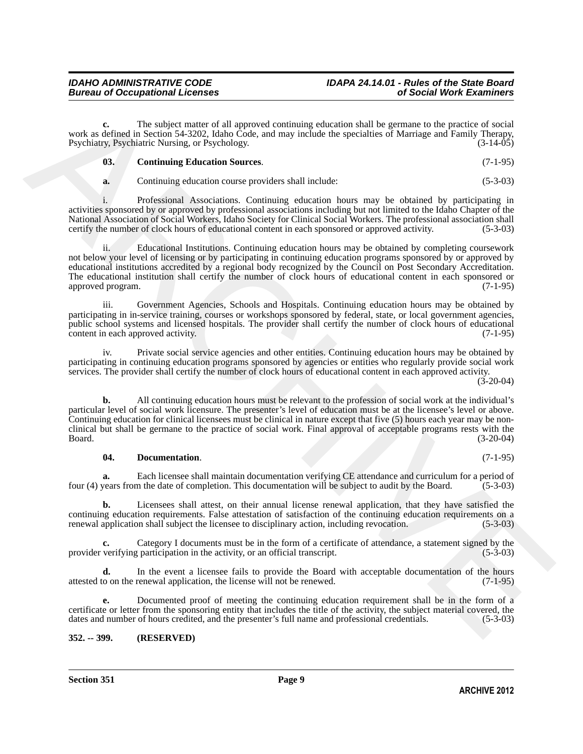**c.** The subject matter of all approved continuing education shall be germane to the practice of social work as defined in Section 54-3202, Idaho Code, and may include the specialties of Marriage and Family Therapy, Psychiatry, Psychiatric Nursing, or Psychology. (3-14-05)

**03. Continuing Education Sources**. (7-1-95)

**a.** Continuing education course providers shall include: (5-3-03)

i. Professional Associations. Continuing education hours may be obtained by participating in activities sponsored by or approved by professional associations including but not limited to the Idaho Chapter of the National Association of Social Workers, Idaho Society for Clinical Social Workers. The professional association shall certify the number of clock hours of educational content in each sponsored or approved activity. (5-3-03)

ii. Educational Institutions. Continuing education hours may be obtained by completing coursework not below your level of licensing or by participating in continuing education programs sponsored by or approved by educational institutions accredited by a regional body recognized by the Council on Post Secondary Accreditation. The educational institution shall certify the number of clock hours of educational content in each sponsored or approved program. (7-1-95)

iii. Government Agencies, Schools and Hospitals. Continuing education hours may be obtained by participating in in-service training, courses or workshops sponsored by federal, state, or local government agencies, public school systems and licensed hospitals. The provider shall certify the number of clock hours of educational content in each approved activity. (7-1-95)

iv. Private social service agencies and other entities. Continuing education hours may be obtained by participating in continuing education programs sponsored by agencies or entities who regularly provide social work services. The provider shall certify the number of clock hours of educational content in each approved activity. (3-20-04)

**b.** All continuing education hours must be relevant to the profession of social work at the individual's particular level of social work licensure. The presenter's level of education must be at the licensee's level or above. Continuing education for clinical licensees must be clinical in nature except that five (5) hours each year may be non-clinical but shall be germane to the practice of social work. Final approval of acceptable programs rests with the Board. (3-20-04)

**04. Documentation**. (7-1-95)

**a.** Each licensee shall maintain documentation verifying CE attendance and curriculum for a period of four (4) years from the date of completion. This documentation will be subject to audit by the Board. (5-3-03)

**b.** Licensees shall attest, on their annual license renewal application, that they have satisfied the continuing education requirements. False attestation of satisfaction of the continuing education requirements on a renewal application shall subject the licensee to disciplinary action, including revocation. (5-3-03)

**c.** Category I documents must be in the form of a certificate of attendance, a statement signed by the provider verifying participation in the activity, or an official transcript. (5-3-03)

**d.** In the event a licensee fails to provide the Board with acceptable documentation of the hours attested to on the renewal application, the license will not be renewed. (7-1-95)

**e.** Documented proof of meeting the continuing education requirement shall be in the form of a certificate or letter from the sponsoring entity that includes the title of the activity, the subject material covered, the dates and number of hours credited, and the presenter's full name and professional credentials. (5-3-03)

**352. -- 399. (RESERVED)**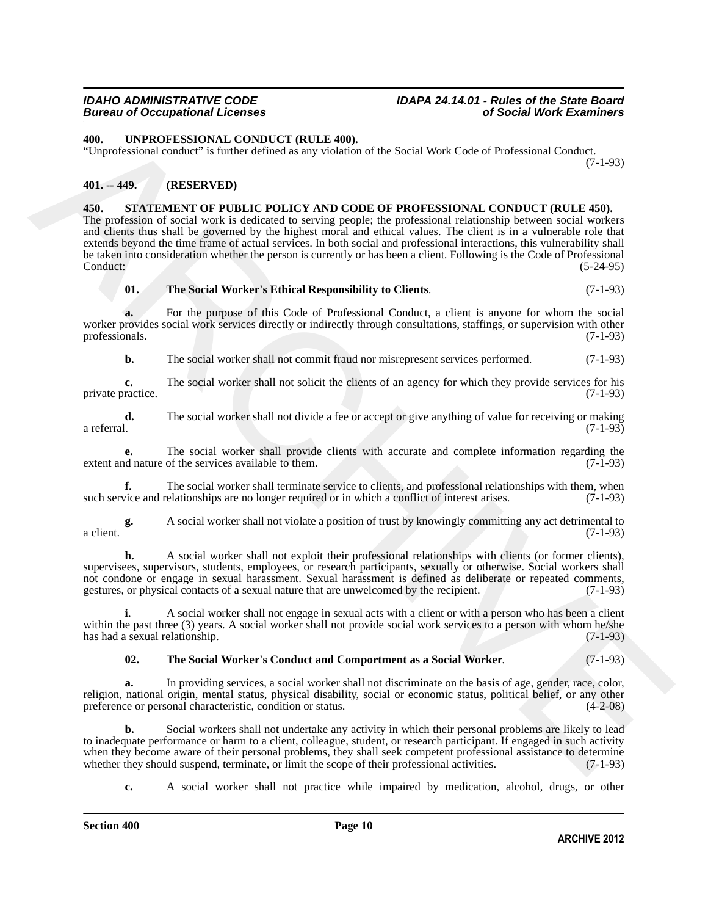## 400. UNPROFESSIONAL CONDUCT (RULE 400).

"Unprofessional conduct" is further defined as any violation of the Social Work Code of Professional Conduct. (7-1-93)

## 401. -- 449. (RESERVED)

## 450. STATEMENT OF PUBLIC POLICY AND CODE OF PROFESSIONAL CONDUCT (RULE 450).

The profession of social work is dedicated to serving people; the professional relationship between social workers and clients thus shall be governed by the highest moral and ethical values. The client is in a vulnerable role that extends beyond the time frame of actual services. In both social and professional interactions, this vulnerability shall be taken into consideration whether the person is currently or has been a client. Following is the Code of Professional Conduct: (5-24-95)

**01. The Social Worker's Ethical Responsibility to Clients**. (7-1-93)

**a.** For the purpose of this Code of Professional Conduct, a client is anyone for whom the social worker provides social work services directly or indirectly through consultations, staffings, or supervision with other professionals. (7-1-93)

**b.** The social worker shall not commit fraud nor misrepresent services performed. (7-1-93)

**c.** The social worker shall not solicit the clients of an agency for which they provide services for his private practice. (7-1-93)

**d.** The social worker shall not divide a fee or accept or give anything of value for receiving or making a referral. (7-1-93)

**e.** The social worker shall provide clients with accurate and complete information regarding the extent and nature of the services available to them. (7-1-93)

**f.** The social worker shall terminate service to clients, and professional relationships with them, when such service and relationships are no longer required or in which a conflict of interest arises. (7-1-93)

**g.** A social worker shall not violate a position of trust by knowingly committing any act detrimental to a client. (7-1-93)

**h.** A social worker shall not exploit their professional relationships with clients (or former clients), supervisees, supervisors, students, employees, or research participants, sexually or otherwise. Social workers shall not condone or engage in sexual harassment. Sexual harassment is defined as deliberate or repeated comments, gestures, or physical contacts of a sexual nature that are unwelcomed by the recipient. (7-1-93)

**i.** A social worker shall not engage in sexual acts with a client or with a person who has been a client within the past three (3) years. A social worker shall not provide social work services to a person with whom he/she has had a sexual relationship. (7-1-93)

**02. The Social Worker's Conduct and Comportment as a Social Worker**. (7-1-93)

**a.** In providing services, a social worker shall not discriminate on the basis of age, gender, race, color, religion, national origin, mental status, physical disability, social or economic status, political belief, or any other preference or personal characteristic, condition or status. (4-2-08)

**b.** Social workers shall not undertake any activity in which their personal problems are likely to lead to inadequate performance or harm to a client, colleague, student, or research participant. If engaged in such activity when they become aware of their personal problems, they shall seek competent professional assistance to determine whether they should suspend, terminate, or limit the scope of their professional activities. (7-1-93)

**c.** A social worker shall not practice while impaired by medication, alcohol, drugs, or other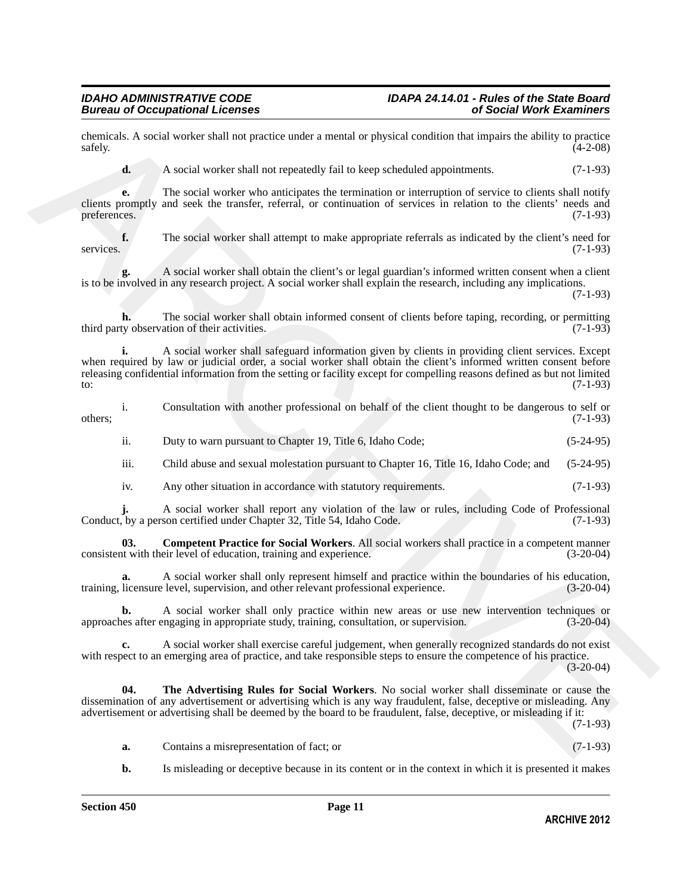chemicals. A social worker shall not practice under a mental or physical condition that impairs the ability to practice safely. (4-2-08)

**d.** A social worker shall not repeatedly fail to keep scheduled appointments. (7-1-93)

**e.** The social worker who anticipates the termination or interruption of service to clients shall notify clients promptly and seek the transfer, referral, or continuation of services in relation to the clients' needs and preferences. (7-1-93)

**f.** The social worker shall attempt to make appropriate referrals as indicated by the client's need for services. (7-1-93)

**g.** A social worker shall obtain the client's or legal guardian's informed written consent when a client is to be involved in any research project. A social worker shall explain the research, including any implications. (7-1-93)

**h.** The social worker shall obtain informed consent of clients before taping, recording, or permitting third party observation of their activities. (7-1-93)

**i.** A social worker shall safeguard information given by clients in providing client services. Except when required by law or judicial order, a social worker shall obtain the client's informed written consent before releasing confidential information from the setting or facility except for compelling reasons defined as but not limited to: (7-1-93)

i. Consultation with another professional on behalf of the client thought to be dangerous to self or others; (7-1-93)

ii. Duty to warn pursuant to Chapter 19, Title 6, Idaho Code; (5-24-95)

iii. Child abuse and sexual molestation pursuant to Chapter 16, Title 16, Idaho Code; and (5-24-95)

iv. Any other situation in accordance with statutory requirements. (7-1-93)

**j.** A social worker shall report any violation of the law or rules, including Code of Professional Conduct, by a person certified under Chapter 32, Title 54, Idaho Code. (7-1-93)

**03. Competent Practice for Social Workers**. All social workers shall practice in a competent manner consistent with their level of education, training and experience. (3-20-04)

**a.** A social worker shall only represent himself and practice within the boundaries of his education, training, licensure level, supervision, and other relevant professional experience. (3-20-04)

**b.** A social worker shall only practice within new areas or use new intervention techniques or approaches after engaging in appropriate study, training, consultation, or supervision. (3-20-04)

**c.** A social worker shall exercise careful judgement, when generally recognized standards do not exist with respect to an emerging area of practice, and take responsible steps to ensure the competence of his practice. (3-20-04)

**04. The Advertising Rules for Social Workers**. No social worker shall disseminate or cause the dissemination of any advertisement or advertising which is any way fraudulent, false, deceptive or misleading. Any advertisement or advertising shall be deemed by the board to be fraudulent, false, deceptive, or misleading if it: (7-1-93)

**a.** Contains a misrepresentation of fact; or (7-1-93)

**b.** Is misleading or deceptive because in its content or in the context in which it is presented it makes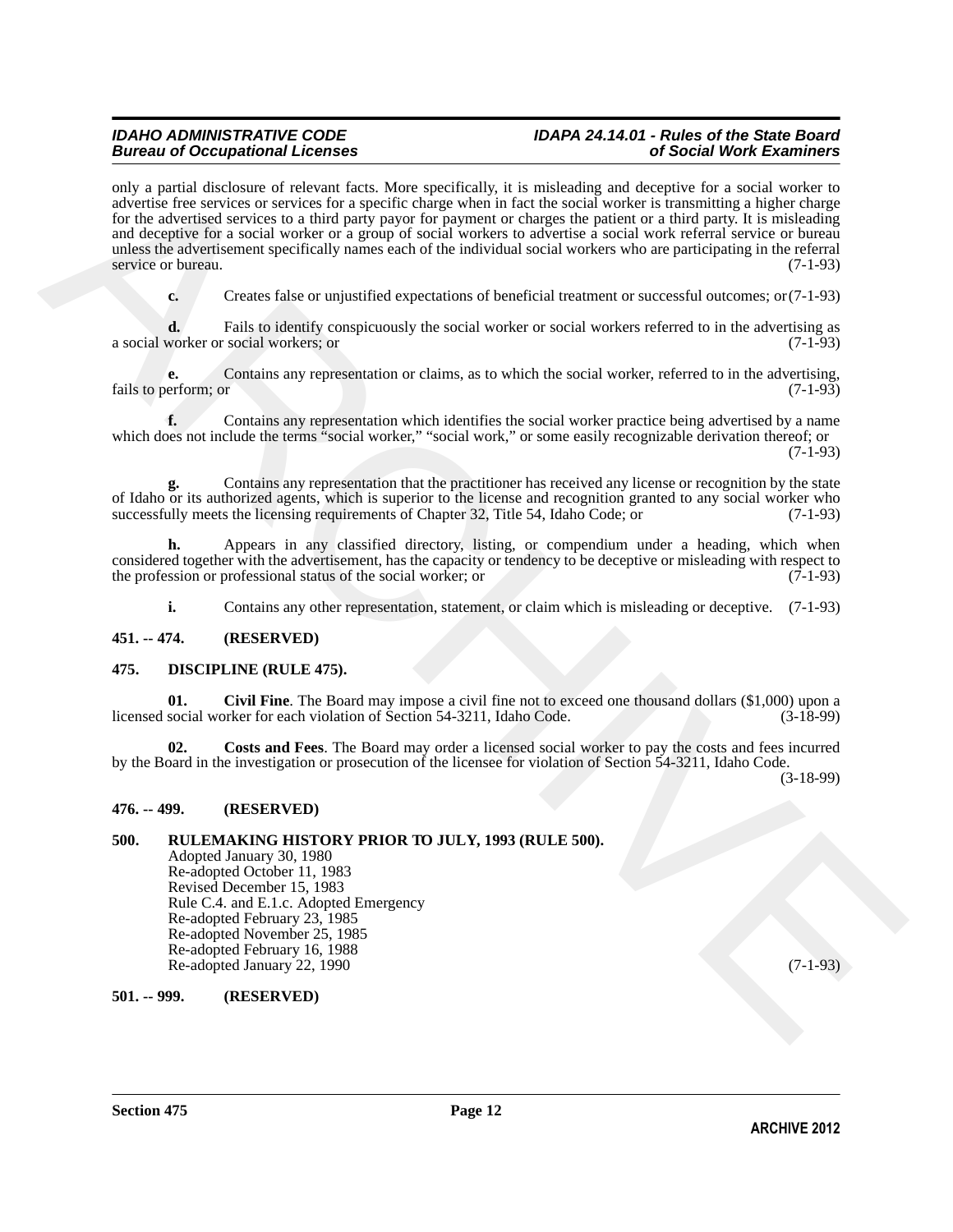only a partial disclosure of relevant facts. More specifically, it is misleading and deceptive for a social worker to advertise free services or services for a specific charge when in fact the social worker is transmitting a higher charge for the advertised services to a third party payor for payment or charges the patient or a third party. It is misleading and deceptive for a social worker or a group of social workers to advertise a social work referral service or bureau unless the advertisement specifically names each of the individual social workers who are participating in the referral service or bureau. (7-1-93)

**c.** Creates false or unjustified expectations of beneficial treatment or successful outcomes; or (7-1-93)

**d.** Fails to identify conspicuously the social worker or social workers referred to in the advertising as a social worker or social workers; or (7-1-93)

**e.** Contains any representation or claims, as to which the social worker, referred to in the advertising, fails to perform; or (7-1-93)

**f.** Contains any representation which identifies the social worker practice being advertised by a name which does not include the terms "social worker," "social work," or some easily recognizable derivation thereof; or (7-1-93)

**g.** Contains any representation that the practitioner has received any license or recognition by the state of Idaho or its authorized agents, which is superior to the license and recognition granted to any social worker who successfully meets the licensing requirements of Chapter 32, Title 54, Idaho Code; or (7-1-93)

**h.** Appears in any classified directory, listing, or compendium under a heading, which when considered together with the advertisement, has the capacity or tendency to be deceptive or misleading with respect to the profession or professional status of the social worker; or (7-1-93)

**i.** Contains any other representation, statement, or claim which is misleading or deceptive. (7-1-93)

## 451. -- 474. (RESERVED)

## 475. DISCIPLINE (RULE 475).

**01. Civil Fine**. The Board may impose a civil fine not to exceed one thousand dollars ($1,000) upon a licensed social worker for each violation of Section 54-3211, Idaho Code. (3-18-99)

**02. Costs and Fees**. The Board may order a licensed social worker to pay the costs and fees incurred by the Board in the investigation or prosecution of the licensee for violation of Section 54-3211, Idaho Code. (3-18-99)

## 476. -- 499. (RESERVED)

## 500. RULEMAKING HISTORY PRIOR TO JULY, 1993 (RULE 500).

Adopted January 30, 1980
Re-adopted October 11, 1983
Revised December 15, 1983
Rule C.4. and E.1.c. Adopted Emergency
Re-adopted February 23, 1985
Re-adopted November 25, 1985
Re-adopted February 16, 1988
Re-adopted January 22, 1990 (7-1-93)

## 501. -- 999. (RESERVED)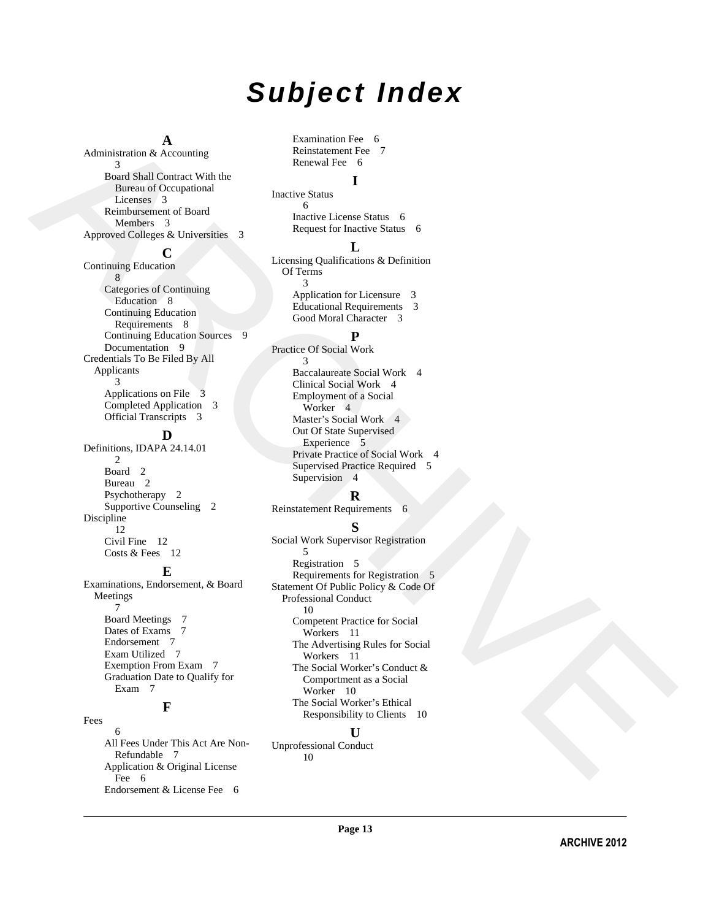# Subject Index

**A**

Administration & Accounting 3
- Board Shall Contract With the Bureau of Occupational Licenses 3
- Reimbursement of Board Members 3

Approved Colleges & Universities 3

**C**

Continuing Education 8
- Categories of Continuing Education 8
- Continuing Education Requirements 8
- Continuing Education Sources 9
- Documentation 9

Credentials To Be Filed By All Applicants 3
- Applications on File 3
- Completed Application 3
- Official Transcripts 3

**D**

Definitions, IDAPA 24.14.01 2
- Board 2
- Bureau 2
- Psychotherapy 2
- Supportive Counseling 2

Discipline 12
- Civil Fine 12
- Costs & Fees 12

**E**

Examinations, Endorsement, & Board Meetings 7
- Board Meetings 7
- Dates of Exams 7
- Endorsement 7
- Exam Utilized 7
- Exemption From Exam 7
- Graduation Date to Qualify for Exam 7

**F**

Fees 6
- All Fees Under This Act Are Non-Refundable 7
- Application & Original License Fee 6
- Endorsement & License Fee 6
- Examination Fee 6
- Reinstatement Fee 7
- Renewal Fee 6

**I**

Inactive Status 6
- Inactive License Status 6
- Request for Inactive Status 6

**L**

Licensing Qualifications & Definition Of Terms 3
- Application for Licensure 3
- Educational Requirements 3
- Good Moral Character 3

**P**

Practice Of Social Work 3
- Baccalaureate Social Work 4
- Clinical Social Work 4
- Employment of a Social Worker 4
- Master's Social Work 4
- Out Of State Supervised Experience 5
- Private Practice of Social Work 4
- Supervised Practice Required 5
- Supervision 4

**R**

Reinstatement Requirements 6

**S**

Social Work Supervisor Registration 5
- Registration 5
- Requirements for Registration 5

Statement Of Public Policy & Code Of Professional Conduct 10
- Competent Practice for Social Workers 11
- The Advertising Rules for Social Workers 11
- The Social Worker's Conduct & Comportment as a Social Worker 10
- The Social Worker's Ethical Responsibility to Clients 10

**U**

Unprofessional Conduct 10